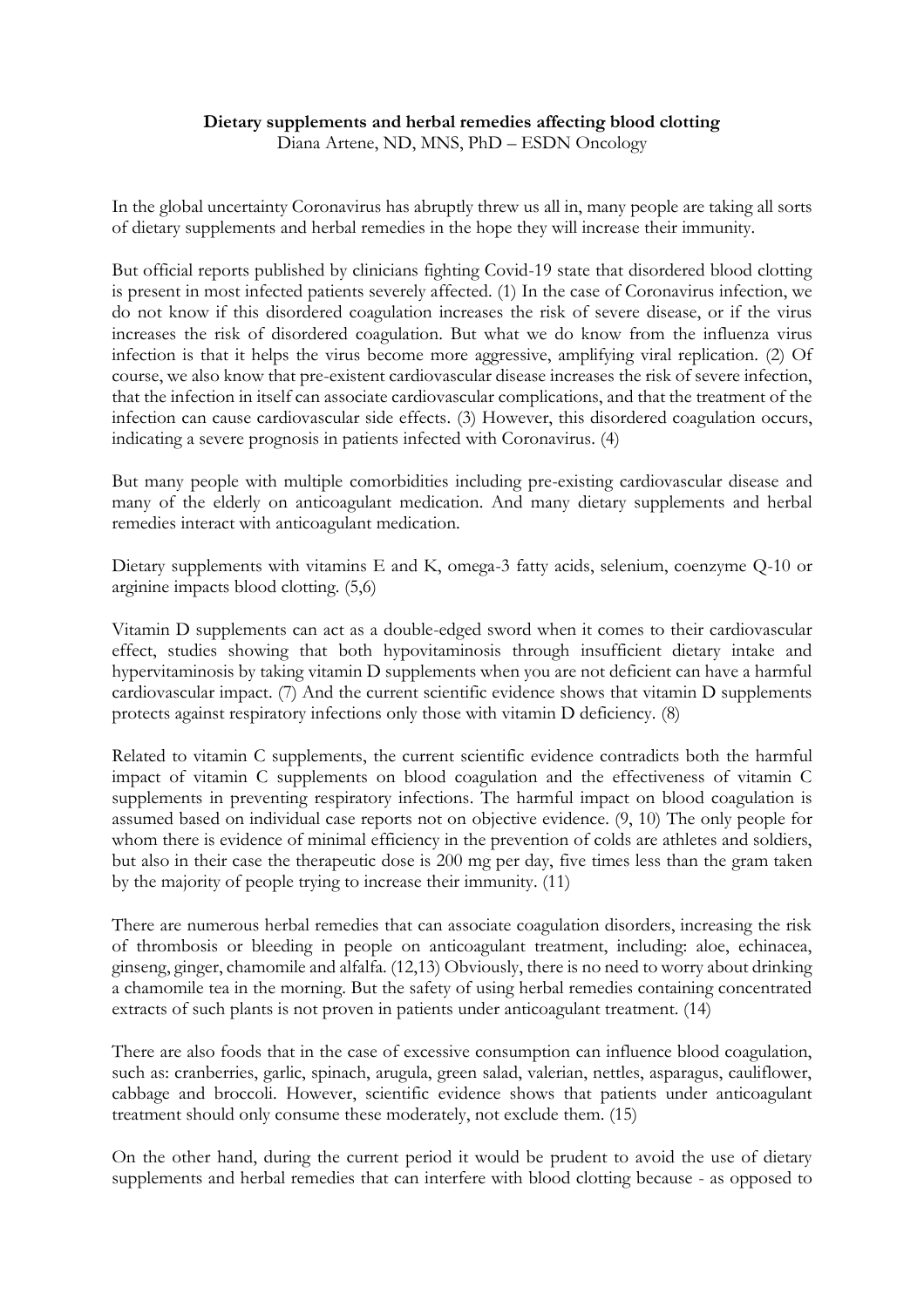**Dietary supplements and herbal remedies affecting blood clotting**

Diana Artene, ND, MNS, PhD – ESDN Oncology

In the global uncertainty Coronavirus has abruptly threw us all in, many people are taking all sorts of dietary supplements and herbal remedies in the hope they will increase their immunity.

But official reports published by clinicians fighting Covid-19 state that disordered blood clotting is present in most infected patients severely affected. (1) In the case of Coronavirus infection, we do not know if this disordered coagulation increases the risk of severe disease, or if the virus increases the risk of disordered coagulation. But what we do know from the influenza virus infection is that it helps the virus become more aggressive, amplifying viral replication. (2) Of course, we also know that pre-existent cardiovascular disease increases the risk of severe infection, that the infection in itself can associate cardiovascular complications, and that the treatment of the infection can cause cardiovascular side effects. (3) However, this disordered coagulation occurs, indicating a severe prognosis in patients infected with Coronavirus. (4)

But many people with multiple comorbidities including pre-existing cardiovascular disease and many of the elderly on anticoagulant medication. And many dietary supplements and herbal remedies interact with anticoagulant medication.

Dietary supplements with vitamins E and K, omega-3 fatty acids, selenium, coenzyme Q-10 or arginine impacts blood clotting. (5,6)

Vitamin D supplements can act as a double-edged sword when it comes to their cardiovascular effect, studies showing that both hypovitaminosis through insufficient dietary intake and hypervitaminosis by taking vitamin D supplements when you are not deficient can have a harmful cardiovascular impact. (7) And the current scientific evidence shows that vitamin D supplements protects against respiratory infections only those with vitamin D deficiency. (8)

Related to vitamin C supplements, the current scientific evidence contradicts both the harmful impact of vitamin C supplements on blood coagulation and the effectiveness of vitamin C supplements in preventing respiratory infections. The harmful impact on blood coagulation is assumed based on individual case reports not on objective evidence. (9, 10) The only people for whom there is evidence of minimal efficiency in the prevention of colds are athletes and soldiers, but also in their case the therapeutic dose is 200 mg per day, five times less than the gram taken by the majority of people trying to increase their immunity. (11)

There are numerous herbal remedies that can associate coagulation disorders, increasing the risk of thrombosis or bleeding in people on anticoagulant treatment, including: aloe, echinacea, ginseng, ginger, chamomile and alfalfa. (12,13) Obviously, there is no need to worry about drinking a chamomile tea in the morning. But the safety of using herbal remedies containing concentrated extracts of such plants is not proven in patients under anticoagulant treatment. (14)

There are also foods that in the case of excessive consumption can influence blood coagulation, such as: cranberries, garlic, spinach, arugula, green salad, valerian, nettles, asparagus, cauliflower, cabbage and broccoli. However, scientific evidence shows that patients under anticoagulant treatment should only consume these moderately, not exclude them. (15)

On the other hand, during the current period it would be prudent to avoid the use of dietary supplements and herbal remedies that can interfere with blood clotting because - as opposed to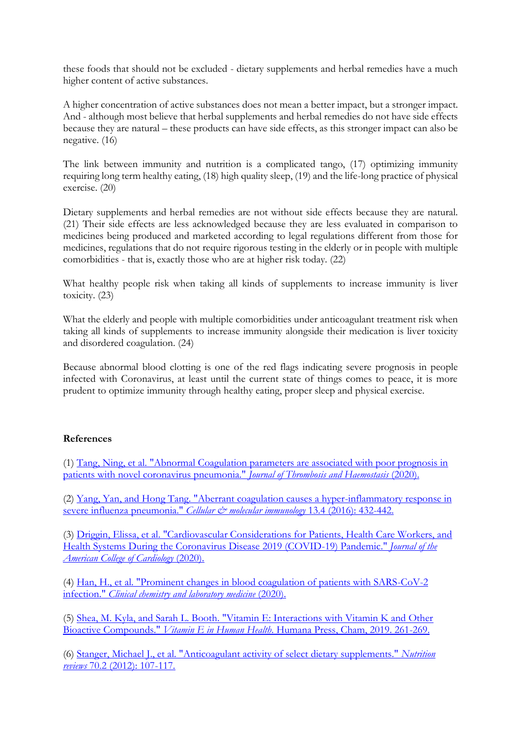these foods that should not be excluded - dietary supplements and herbal remedies have a much higher content of active substances.

A higher concentration of active substances does not mean a better impact, but a stronger impact. And - although most believe that herbal supplements and herbal remedies do not have side effects because they are natural – these products can have side effects, as this stronger impact can also be negative. (16)

The link between immunity and nutrition is a complicated tango, (17) optimizing immunity requiring long term healthy eating, (18) high quality sleep, (19) and the life-long practice of physical exercise. (20)

Dietary supplements and herbal remedies are not without side effects because they are natural. (21) Their side effects are less acknowledged because they are less evaluated in comparison to medicines being produced and marketed according to legal regulations different from those for medicines, regulations that do not require rigorous testing in the elderly or in people with multiple comorbidities - that is, exactly those who are at higher risk today. (22)

What healthy people risk when taking all kinds of supplements to increase immunity is liver toxicity. (23)

What the elderly and people with multiple comorbidities under anticoagulant treatment risk when taking all kinds of supplements to increase immunity alongside their medication is liver toxicity and disordered coagulation. (24)

Because abnormal blood clotting is one of the red flags indicating severe prognosis in people infected with Coronavirus, at least until the current state of things comes to peace, it is more prudent to optimize immunity through healthy eating, proper sleep and physical exercise.

**References**

(1) Tang, Ning, et al. "Abnormal Coagulation parameters are associated with poor prognosis in patients with novel coronavirus pneumonia." *Journal of Thrombosis and Haemostasis* (2020).

(2) Yang, Yan, and Hong Tang. "Aberrant coagulation causes a hyper-inflammatory response in severe influenza pneumonia." *Cellular & molecular immunology* 13.4 (2016): 432-442.

(3) Driggin, Elissa, et al. "Cardiovascular Considerations for Patients, Health Care Workers, and Health Systems During the Coronavirus Disease 2019 (COVID-19) Pandemic." *Journal of the American College of Cardiology* (2020).

(4) Han, H., et al. "Prominent changes in blood coagulation of patients with SARS-CoV-2 infection." *Clinical chemistry and laboratory medicine* (2020).

(5) Shea, M. Kyla, and Sarah L. Booth. "Vitamin E: Interactions with Vitamin K and Other Bioactive Compounds." *Vitamin E in Human Health*. Humana Press, Cham, 2019. 261-269.

(6) Stanger, Michael J., et al. "Anticoagulant activity of select dietary supplements." *Nutrition reviews* 70.2 (2012): 107-117.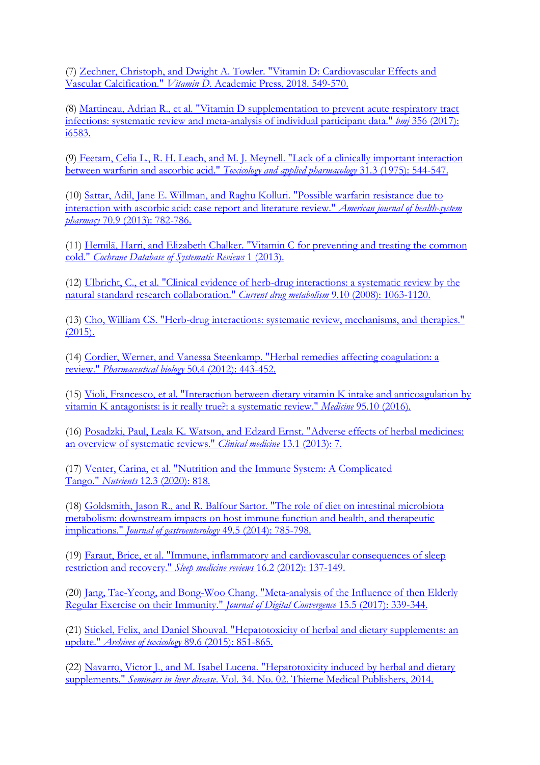(7) Zechner, Christoph, and Dwight A. Towler. "Vitamin D: Cardiovascular Effects and Vascular Calcification." *Vitamin D*. Academic Press, 2018. 549-570.

(8) Martineau, Adrian R., et al. "Vitamin D supplementation to prevent acute respiratory tract infections: systematic review and meta-analysis of individual participant data." *bmj* 356 (2017): i6583.

(9) Feetam, Celia L., R. H. Leach, and M. J. Meynell. "Lack of a clinically important interaction between warfarin and ascorbic acid." *Toxicology and applied pharmacology* 31.3 (1975): 544-547.

(10) Sattar, Adil, Jane E. Willman, and Raghu Kolluri. "Possible warfarin resistance due to interaction with ascorbic acid: case report and literature review." *American journal of health-system pharmacy* 70.9 (2013): 782-786.

(11) Hemilä, Harri, and Elizabeth Chalker. "Vitamin C for preventing and treating the common cold." *Cochrane Database of Systematic Reviews* 1 (2013).

(12) Ulbricht, C., et al. "Clinical evidence of herb-drug interactions: a systematic review by the natural standard research collaboration." *Current drug metabolism* 9.10 (2008): 1063-1120.

(13) Cho, William CS. "Herb-drug interactions: systematic review, mechanisms, and therapies." (2015).

(14) Cordier, Werner, and Vanessa Steenkamp. "Herbal remedies affecting coagulation: a review." *Pharmaceutical biology* 50.4 (2012): 443-452.

(15) Violi, Francesco, et al. "Interaction between dietary vitamin K intake and anticoagulation by vitamin K antagonists: is it really true?: a systematic review." *Medicine* 95.10 (2016).

(16) Posadzki, Paul, Leala K. Watson, and Edzard Ernst. "Adverse effects of herbal medicines: an overview of systematic reviews." *Clinical medicine* 13.1 (2013): 7.

(17) Venter, Carina, et al. "Nutrition and the Immune System: A Complicated Tango." *Nutrients* 12.3 (2020): 818.

(18) Goldsmith, Jason R., and R. Balfour Sartor. "The role of diet on intestinal microbiota metabolism: downstream impacts on host immune function and health, and therapeutic implications." *Journal of gastroenterology* 49.5 (2014): 785-798.

(19) Faraut, Brice, et al. "Immune, inflammatory and cardiovascular consequences of sleep restriction and recovery." *Sleep medicine reviews* 16.2 (2012): 137-149.

(20) Jang, Tae-Yeong, and Bong-Woo Chang. "Meta-analysis of the Influence of then Elderly Regular Exercise on their Immunity." *Journal of Digital Convergence* 15.5 (2017): 339-344.

(21) Stickel, Felix, and Daniel Shouval. "Hepatotoxicity of herbal and dietary supplements: an update." *Archives of toxicology* 89.6 (2015): 851-865.

(22) Navarro, Victor J., and M. Isabel Lucena. "Hepatotoxicity induced by herbal and dietary supplements." *Seminars in liver disease*. Vol. 34. No. 02. Thieme Medical Publishers, 2014.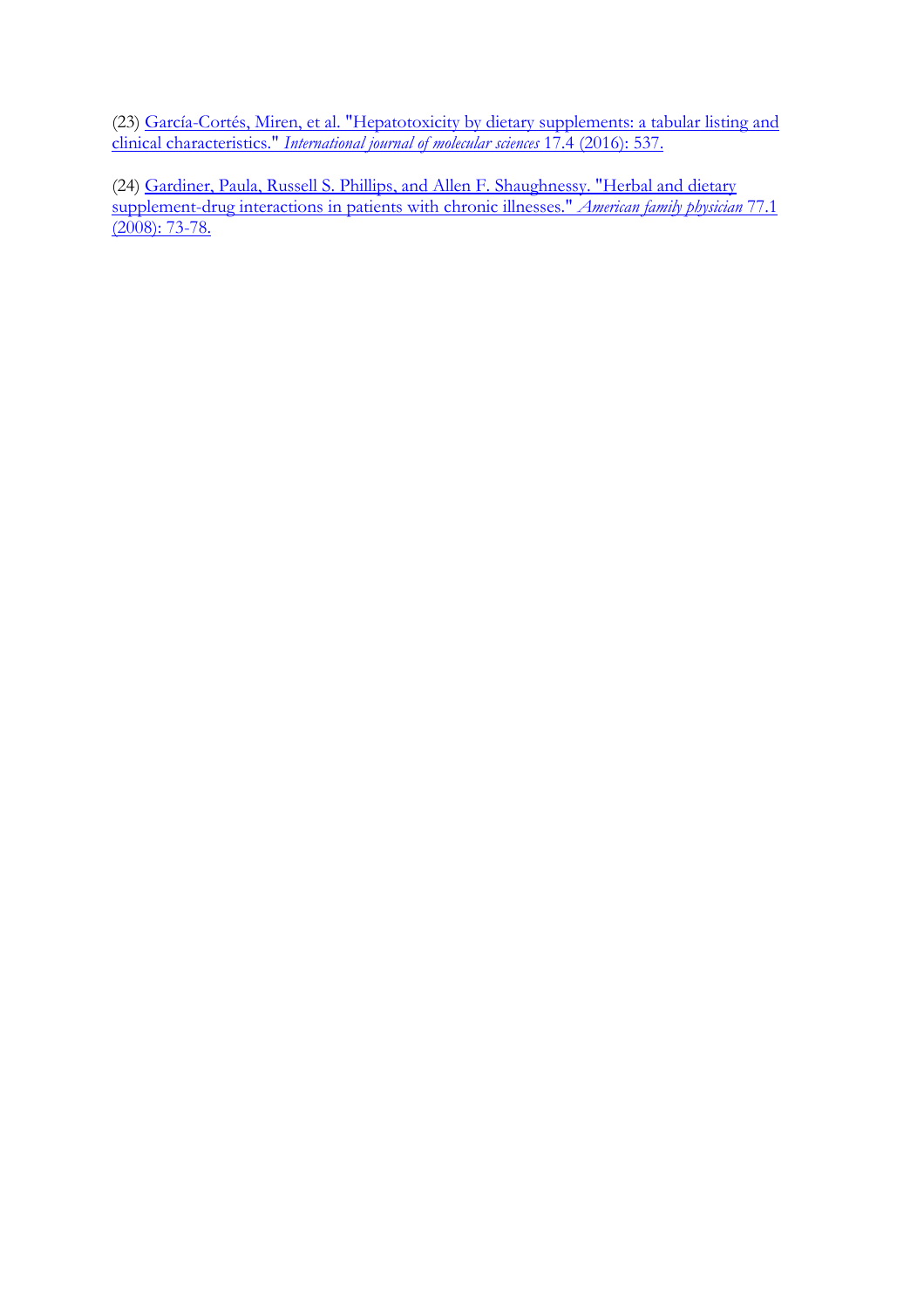(23) García-Cortés, Miren, et al. "Hepatotoxicity by dietary supplements: a tabular listing and clinical characteristics." *International journal of molecular sciences* 17.4 (2016): 537.

(24) Gardiner, Paula, Russell S. Phillips, and Allen F. Shaughnessy. "Herbal and dietary supplement-drug interactions in patients with chronic illnesses." *American family physician* 77.1 (2008): 73-78.